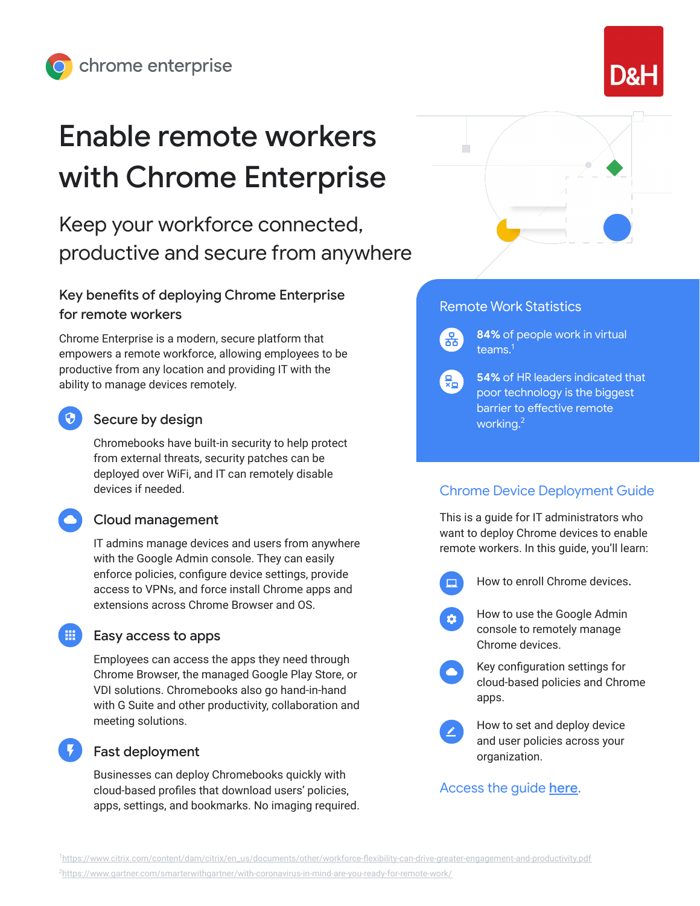chrome enterprise

D&H

# Enable remote workers with Chrome Enterprise

## Keep your workforce connected, productive and secure from anywhere

### Key benefits of deploying Chrome Enterprise for remote workers

Chrome Enterprise is a modern, secure platform that empowers a remote workforce, allowing employees to be productive from any location and providing IT with the ability to manage devices remotely.

#### Secure by design

Chromebooks have built-in security to help protect from external threats, security patches can be deployed over WiFi, and IT can remotely disable devices if needed.

#### Cloud management

IT admins manage devices and users from anywhere with the Google Admin console. They can easily enforce policies, configure device settings, provide access to VPNs, and force install Chrome apps and extensions across Chrome Browser and OS.

#### Easy access to apps

Employees can access the apps they need through Chrome Browser, the managed Google Play Store, or VDI solutions. Chromebooks also go hand-in-hand with G Suite and other productivity, collaboration and meeting solutions.

#### Fast deployment

Businesses can deploy Chromebooks quickly with cloud-based profiles that download users' policies, apps, settings, and bookmarks. No imaging required.

### Remote Work Statistics

- **84%** of people work in virtual teams.[1]
- **54%** of HR leaders indicated that poor technology is the biggest barrier to effective remote working.[2]

### Chrome Device Deployment Guide

This is a guide for IT administrators who want to deploy Chrome devices to enable remote workers. In this guide, you'll learn:

- How to enroll Chrome devices.
- How to use the Google Admin console to remotely manage Chrome devices.
- Key configuration settings for cloud-based policies and Chrome apps.
- How to set and deploy device and user policies across your organization.

Access the guide **here**.

[1] https://www.citrix.com/content/dam/citrix/en_us/documents/other/workforce-flexibility-can-drive-greater-engagement-and-productivity.pdf

[2] https://www.gartner.com/smarterwithgartner/with-coronavirus-in-mind-are-you-ready-for-remote-work/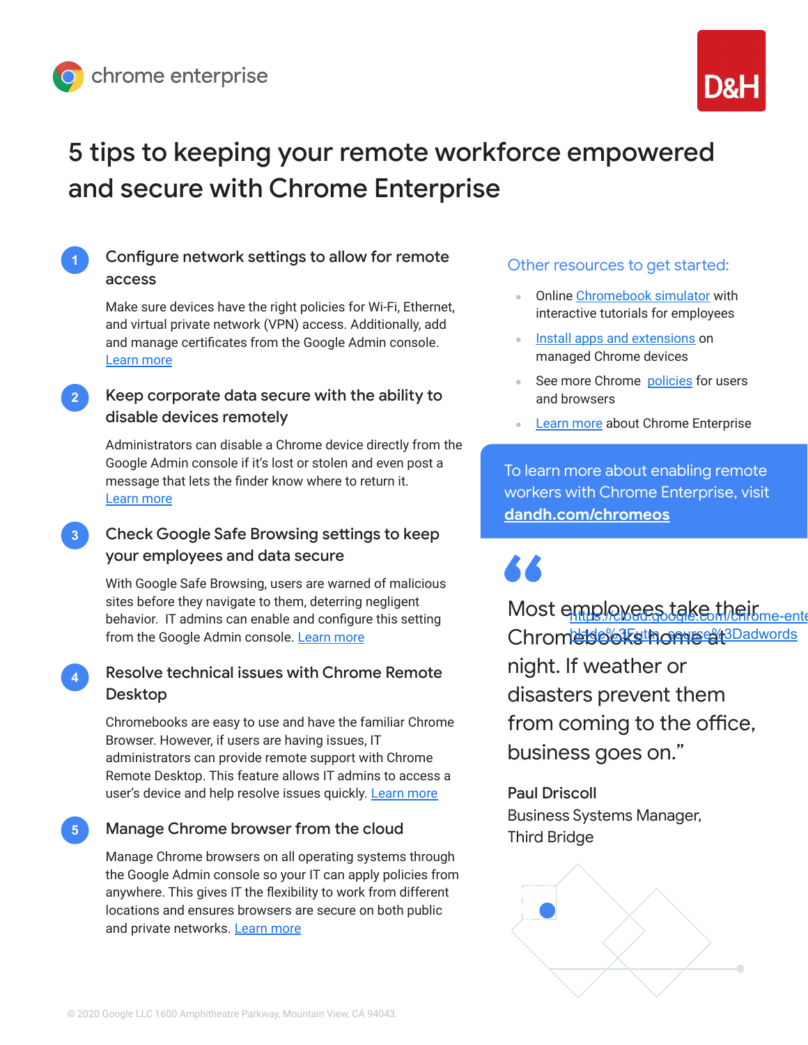chrome enterprise

D&H

# 5 tips to keeping your remote workforce empowered and secure with Chrome Enterprise

## 1 Configure network settings to allow for remote access

Make sure devices have the right policies for Wi-Fi, Ethernet, and virtual private network (VPN) access. Additionally, add and manage certificates from the Google Admin console. Learn more

## 2 Keep corporate data secure with the ability to disable devices remotely

Administrators can disable a Chrome device directly from the Google Admin console if it's lost or stolen and even post a message that lets the finder know where to return it. Learn more

## 3 Check Google Safe Browsing settings to keep your employees and data secure

With Google Safe Browsing, users are warned of malicious sites before they navigate to them, deterring negligent behavior. IT admins can enable and configure this setting from the Google Admin console. Learn more

## 4 Resolve technical issues with Chrome Remote Desktop

Chromebooks are easy to use and have the familiar Chrome Browser. However, if users are having issues, IT administrators can provide remote support with Chrome Remote Desktop. This feature allows IT admins to access a user's device and help resolve issues quickly. Learn more

## 5 Manage Chrome browser from the cloud

Manage Chrome browsers on all operating systems through the Google Admin console so your IT can apply policies from anywhere. This gives IT the flexibility to work from different locations and ensures browsers are secure on both public and private networks. Learn more

### Other resources to get started:

- Online Chromebook simulator with interactive tutorials for employees
- Install apps and extensions on managed Chrome devices
- See more Chrome policies for users and browsers
- Learn more about Chrome Enterprise

To learn more about enabling remote workers with Chrome Enterprise, visit **dandh.com/chromeos**

> Most employees take their Chromebooks home at night. If weather or disasters prevent them from coming to the office, business goes on."

https://cloud.google.com/chrome-enterprise?hl=de%3Futm_source%3Dadwords

**Paul Driscoll**
Business Systems Manager,
Third Bridge

© 2020 Google LLC 1600 Amphitheatre Parkway, Mountain View, CA 94043.